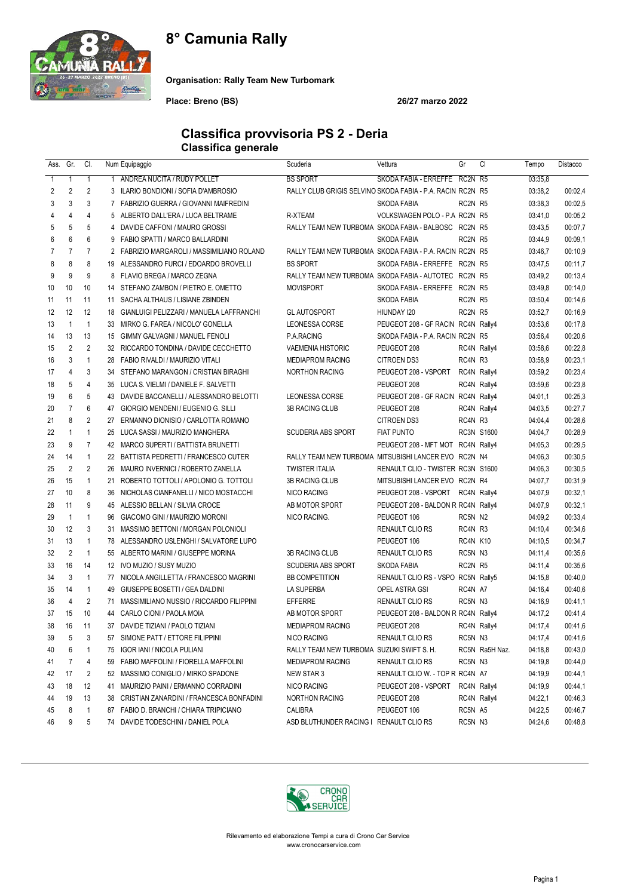# 8° Camunia Rally

**Organisation: Rally Team New Turbomark**

**Place: Breno (BS)** **26/27 marzo 2022**

## Classifica provvisoria PS 2 - Deria
### Classifica generale

| Ass. | Gr. | Cl. | Num | Equipaggio | Scuderia | Vettura | Gr | Cl | Tempo | Distacco |
|---|---|---|---|---|---|---|---|---|---|---|
| 1 | 1 | 1 | 1 | ANDREA NUCITA / RUDY POLLET | BS SPORT | SKODA FABIA - ERREFFE | RC2N | R5 | 03:35,8 | |
| 2 | 2 | 2 | 3 | ILARIO BONDIONI / SOFIA D'AMBROSIO | RALLY CLUB GRIGIS SELVINO | SKODA FABIA - P.A. RACIN | RC2N | R5 | 03:38,2 | 00:02,4 |
| 3 | 3 | 3 | 7 | FABRIZIO GUERRA / GIOVANNI MAIFREDINI | | SKODA FABIA | RC2N | R5 | 03:38,3 | 00:02,5 |
| 4 | 4 | 4 | 5 | ALBERTO DALL'ERA / LUCA BELTRAME | R-XTEAM | VOLKSWAGEN POLO - P.A | RC2N | R5 | 03:41,0 | 00:05,2 |
| 5 | 5 | 5 | 4 | DAVIDE CAFFONI / MAURO GROSSI | RALLY TEAM NEW TURBOMA | SKODA FABIA - BALBOSC | RC2N | R5 | 03:43,5 | 00:07,7 |
| 6 | 6 | 6 | 9 | FABIO SPATTI / MARCO BALLARDINI | | SKODA FABIA | RC2N | R5 | 03:44,9 | 00:09,1 |
| 7 | 7 | 7 | 2 | FABRIZIO MARGAROLI / MASSIMILIANO ROLAND | RALLY TEAM NEW TURBOMA | SKODA FABIA - P.A. RACIN | RC2N | R5 | 03:46,7 | 00:10,9 |
| 8 | 8 | 8 | 19 | ALESSANDRO FURCI / EDOARDO BROVELLI | BS SPORT | SKODA FABIA - ERREFFE | RC2N | R5 | 03:47,5 | 00:11,7 |
| 9 | 9 | 9 | 8 | FLAVIO BREGA / MARCO ZEGNA | RALLY TEAM NEW TURBOMA | SKODA FABIA - AUTOTEC | RC2N | R5 | 03:49,2 | 00:13,4 |
| 10 | 10 | 10 | 14 | STEFANO ZAMBON / PIETRO E. OMETTO | MOVISPORT | SKODA FABIA - ERREFFE | RC2N | R5 | 03:49,8 | 00:14,0 |
| 11 | 11 | 11 | 11 | SACHA ALTHAUS / LISIANE ZBINDEN | | SKODA FABIA | RC2N | R5 | 03:50,4 | 00:14,6 |
| 12 | 12 | 12 | 18 | GIANLUIGI PELIZZARI / MANUELA LAFFRANCHI | GL AUTOSPORT | HIUNDAY I20 | RC2N | R5 | 03:52,7 | 00:16,9 |
| 13 | 1 | 1 | 33 | MIRKO G. FAREA / NICOLO' GONELLA | LEONESSA CORSE | PEUGEOT 208 - GF RACIN | RC4N | Rally4 | 03:53,6 | 00:17,8 |
| 14 | 13 | 13 | 15 | GIMMY GALVAGNI / MANUEL FENOLI | P.A.RACING | SKODA FABIA - P.A. RACIN | RC2N | R5 | 03:56,4 | 00:20,6 |
| 15 | 2 | 2 | 32 | RICCARDO TONDINA / DAVIDE CECCHETTO | VAEMENIA HISTORIC | PEUGEOT 208 | RC4N | Rally4 | 03:58,6 | 00:22,8 |
| 16 | 3 | 1 | 28 | FABIO RIVALDI / MAURIZIO VITALI | MEDIAPROM RACING | CITROEN DS3 | RC4N | R3 | 03:58,9 | 00:23,1 |
| 17 | 4 | 3 | 34 | STEFANO MARANGON / CRISTIAN BIRAGHI | NORTHON RACING | PEUGEOT 208 - VSPORT | RC4N | Rally4 | 03:59,2 | 00:23,4 |
| 18 | 5 | 4 | 35 | LUCA S. VIELMI / DANIELE F. SALVETTI | | PEUGEOT 208 | RC4N | Rally4 | 03:59,6 | 00:23,8 |
| 19 | 6 | 5 | 43 | DAVIDE BACCANELLI / ALESSANDRO BELOTTI | LEONESSA CORSE | PEUGEOT 208 - GF RACIN | RC4N | Rally4 | 04:01,1 | 00:25,3 |
| 20 | 7 | 6 | 47 | GIORGIO MENDENI / EUGENIO G. SILLI | 3B RACING CLUB | PEUGEOT 208 | RC4N | Rally4 | 04:03,5 | 00:27,7 |
| 21 | 8 | 2 | 27 | ERMANNO DIONISIO / CARLOTTA ROMANO | | CITROEN DS3 | RC4N | R3 | 04:04,4 | 00:28,6 |
| 22 | 1 | 1 | 25 | LUCA SASSI / MAURIZIO MANGHERA | SCUDERIA ABS SPORT | FIAT PUNTO | RC3N | S1600 | 04:04,7 | 00:28,9 |
| 23 | 9 | 7 | 42 | MARCO SUPERTI / BATTISTA BRUNETTI | | PEUGEOT 208 - MFT MOT | RC4N | Rally4 | 04:05,3 | 00:29,5 |
| 24 | 14 | 1 | 22 | BATTISTA PEDRETTI / FRANCESCO CUTER | RALLY TEAM NEW TURBOMA | MITSUBISHI LANCER EVO | RC2N | N4 | 04:06,3 | 00:30,5 |
| 25 | 2 | 2 | 26 | MAURO INVERNICI / ROBERTO ZANELLA | TWISTER ITALIA | RENAULT CLIO - TWISTER | RC3N | S1600 | 04:06,3 | 00:30,5 |
| 26 | 15 | 1 | 21 | ROBERTO TOTTOLI / APOLONIO G. TOTTOLI | 3B RACING CLUB | MITSUBISHI LANCER EVO | RC2N | R4 | 04:07,7 | 00:31,9 |
| 27 | 10 | 8 | 36 | NICHOLAS CIANFANELLI / NICO MOSTACCHI | NICO RACING | PEUGEOT 208 - VSPORT | RC4N | Rally4 | 04:07,9 | 00:32,1 |
| 28 | 11 | 9 | 45 | ALESSIO BELLAN / SILVIA CROCE | AB MOTOR SPORT | PEUGEOT 208 - BALDON R | RC4N | Rally4 | 04:07,9 | 00:32,1 |
| 29 | 1 | 1 | 96 | GIACOMO GINI / MAURIZIO MORONI | NICO RACING. | PEUGEOT 106 | RC5N | N2 | 04:09,2 | 00:33,4 |
| 30 | 12 | 3 | 31 | MASSIMO BETTONI / MORGAN POLONIOLI | | RENAULT CLIO RS | RC4N | R3 | 04:10,4 | 00:34,6 |
| 31 | 13 | 1 | 78 | ALESSANDRO USLENGHI / SALVATORE LUPO | | PEUGEOT 106 | RC4N | K10 | 04:10,5 | 00:34,7 |
| 32 | 2 | 1 | 55 | ALBERTO MARINI / GIUSEPPE MORINA | 3B RACING CLUB | RENAULT CLIO RS | RC5N | N3 | 04:11,4 | 00:35,6 |
| 33 | 16 | 14 | 12 | IVO MUZIO / SUSY MUZIO | SCUDERIA ABS SPORT | SKODA FABIA | RC2N | R5 | 04:11,4 | 00:35,6 |
| 34 | 3 | 1 | 77 | NICOLA ANGILLETTA / FRANCESCO MAGRINI | BB COMPETITION | RENAULT CLIO RS - VSPO | RC5N | Rally5 | 04:15,8 | 00:40,0 |
| 35 | 14 | 1 | 49 | GIUSEPPE BOSETTI / GEA DALDINI | LA SUPERBA | OPEL ASTRA GSI | RC4N | A7 | 04:16,4 | 00:40,6 |
| 36 | 4 | 2 | 71 | MASSIMILIANO NUSSIO / RICCARDO FILIPPINI | EFFERRE | RENAULT CLIO RS | RC5N | N3 | 04:16,9 | 00:41,1 |
| 37 | 15 | 10 | 44 | CARLO CIONI / PAOLA MOIA | AB MOTOR SPORT | PEUGEOT 208 - BALDON R | RC4N | Rally4 | 04:17,2 | 00:41,4 |
| 38 | 16 | 11 | 37 | DAVIDE TIZIANI / PAOLO TIZIANI | MEDIAPROM RACING | PEUGEOT 208 | RC4N | Rally4 | 04:17,4 | 00:41,6 |
| 39 | 5 | 3 | 57 | SIMONE PATT / ETTORE FILIPPINI | NICO RACING | RENAULT CLIO RS | RC5N | N3 | 04:17,4 | 00:41,6 |
| 40 | 6 | 1 | 75 | IGOR IANI / NICOLA PULIANI | RALLY TEAM NEW TURBOMA | SUZUKI SWIFT S. H. | RC5N | Ra5H Naz. | 04:18,8 | 00:43,0 |
| 41 | 7 | 4 | 59 | FABIO MAFFOLINI / FIORELLA MAFFOLINI | MEDIAPROM RACING | RENAULT CLIO RS | RC5N | N3 | 04:19,8 | 00:44,0 |
| 42 | 17 | 2 | 52 | MASSIMO CONIGLIO / MIRKO SPADONE | NEW STAR 3 | RENAULT CLIO W. - TOP R | RC4N | A7 | 04:19,9 | 00:44,1 |
| 43 | 18 | 12 | 41 | MAURIZIO PAINI / ERMANNO CORRADINI | NICO RACING | PEUGEOT 208 - VSPORT | RC4N | Rally4 | 04:19,9 | 00:44,1 |
| 44 | 19 | 13 | 38 | CRISTIAN ZANARDINI / FRANCESCA BONFADINI | NORTHON RACING | PEUGEOT 208 | RC4N | Rally4 | 04:22,1 | 00:46,3 |
| 45 | 8 | 1 | 87 | FABIO D. BRANCHI / CHIARA TRIPICIANO | CALIBRA | PEUGEOT 106 | RC5N | A5 | 04:22,5 | 00:46,7 |
| 46 | 9 | 5 | 74 | DAVIDE TODESCHINI / DANIEL POLA | ASD BLUTHUNDER RACING I | RENAULT CLIO RS | RC5N | N3 | 04:24,6 | 00:48,8 |

Rilevamento ed elaborazione Tempi a cura di Crono Car Service
www.cronocarservice.com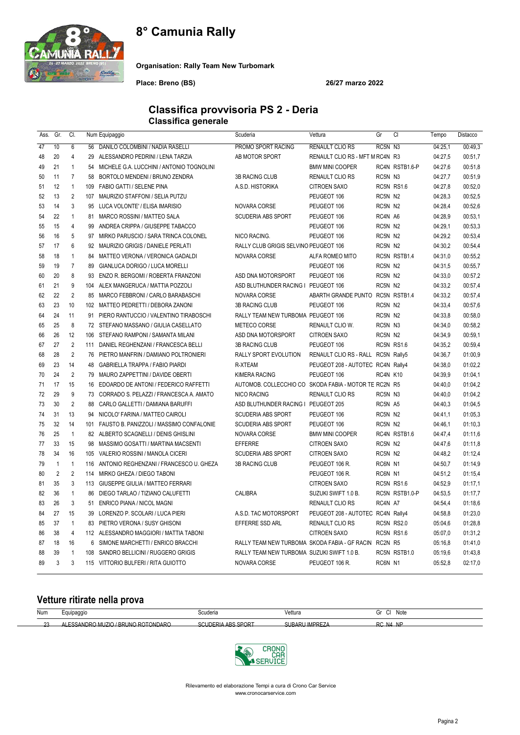# 8° Camunia Rally

**Organisation: Rally Team New Turbomark**

**Place: Breno (BS)** **26/27 marzo 2022**

## Classifica provvisoria PS 2 - Deria
### Classifica generale

| Ass. | Gr. | Cl. | Num | Equipaggio | Scuderia | Vettura | Gr | Cl | Tempo | Distacco |
|---|---|---|---|---|---|---|---|---|---|---|
| 47 | 10 | 6 | 56 | DANILO COLOMBINI / NADIA RASELLI | PROMO SPORT RACING | RENAULT CLIO RS | RC5N | N3 | 04:25,1 | 00:49,3 |
| 48 | 20 | 4 | 29 | ALESSANDRO PEDRINI / LENA TARZIA | AB MOTOR SPORT | RENAULT CLIO RS - MFT M | RC4N | R3 | 04:27,5 | 00:51,7 |
| 49 | 21 | 1 | 54 | MICHELE G.A. LUCCHINI / ANTONIO TOGNOLINI | | BMW MINI COOPER | RC4N | RSTB1.6-P | 04:27,6 | 00:51,8 |
| 50 | 11 | 7 | 58 | BORTOLO MENDENI / BRUNO ZENDRA | 3B RACING CLUB | RENAULT CLIO RS | RC5N | N3 | 04:27,7 | 00:51,9 |
| 51 | 12 | 1 | 109 | FABIO GATTI / SELENE PINA | A.S.D. HISTORIKA | CITROEN SAXO | RC5N | RS1.6 | 04:27,8 | 00:52,0 |
| 52 | 13 | 2 | 107 | MAURIZIO STAFFONI / SELIA PUTZU | | PEUGEOT 106 | RC5N | N2 | 04:28,3 | 00:52,5 |
| 53 | 14 | 3 | 95 | LUCA VOLONTE' / ELISA IMARISIO | NOVARA CORSE | PEUGEOT 106 | RC5N | N2 | 04:28,4 | 00:52,6 |
| 54 | 22 | 1 | 81 | MARCO ROSSINI / MATTEO SALA | SCUDERIA ABS SPORT | PEUGEOT 106 | RC4N | A6 | 04:28,9 | 00:53,1 |
| 55 | 15 | 4 | 99 | ANDREA CRIPPA / GIUSEPPE TABACCO | | PEUGEOT 106 | RC5N | N2 | 04:29,1 | 00:53,3 |
| 56 | 16 | 5 | 97 | MIRKO PARUSCIO / SARA TRINCA COLONEL | NICO RACING. | PEUGEOT 106 | RC5N | N2 | 04:29,2 | 00:53,4 |
| 57 | 17 | 6 | 92 | MAURIZIO GRIGIS / DANIELE PERLATI | RALLY CLUB GRIGIS SELVINO | PEUGEOT 106 | RC5N | N2 | 04:30,2 | 00:54,4 |
| 58 | 18 | 1 | 84 | MATTEO VERONA / VERONICA GADALDI | NOVARA CORSE | ALFA ROMEO MITO | RC5N | RSTB1.4 | 04:31,0 | 00:55,2 |
| 59 | 19 | 7 | 89 | GIANLUCA DORIGO / LUCA MORELLI | | PEUGEOT 106 | RC5N | N2 | 04:31,5 | 00:55,7 |
| 60 | 20 | 8 | 93 | ENZO R. BERGOMI / ROBERTA FRANZONI | ASD DNA MOTORSPORT | PEUGEOT 106 | RC5N | N2 | 04:33,0 | 00:57,2 |
| 61 | 21 | 9 | 104 | ALEX MANGERUCA / MATTIA POZZOLI | ASD BLUTHUNDER RACING I | PEUGEOT 106 | RC5N | N2 | 04:33,2 | 00:57,4 |
| 62 | 22 | 2 | 85 | MARCO FEBBRONI / CARLO BARABASCHI | NOVARA CORSE | ABARTH GRANDE PUNTO | RC5N | RSTB1.4 | 04:33,2 | 00:57,4 |
| 63 | 23 | 10 | 102 | MATTEO PEDRETTI / DEBORA ZANONI | 3B RACING CLUB | PEUGEOT 106 | RC5N | N2 | 04:33,4 | 00:57,6 |
| 64 | 24 | 11 | 91 | PIERO RANTUCCIO / VALENTINO TIRABOSCHI | RALLY TEAM NEW TURBOMA | PEUGEOT 106 | RC5N | N2 | 04:33,8 | 00:58,0 |
| 65 | 25 | 8 | 72 | STEFANO MASSANO / GIULIA CASELLATO | METECO CORSE | RENAULT CLIO W. | RC5N | N3 | 04:34,0 | 00:58,2 |
| 66 | 26 | 12 | 106 | STEFANO RAMPONI / SAMANTA MILANI | ASD DNA MOTORSPORT | CITROEN SAXO | RC5N | N2 | 04:34,9 | 00:59,1 |
| 67 | 27 | 2 | 111 | DANIEL REGHENZANI / FRANCESCA BELLI | 3B RACING CLUB | PEUGEOT 106 | RC5N | RS1.6 | 04:35,2 | 00:59,4 |
| 68 | 28 | 2 | 76 | PIETRO MANFRIN / DAMIANO POLTRONIERI | RALLY SPORT EVOLUTION | RENAULT CLIO RS - RALL | RC5N | Rally5 | 04:36,7 | 01:00,9 |
| 69 | 23 | 14 | 48 | GABRIELLA TRAPPA / FABIO PIARDI | R-XTEAM | PEUGEOT 208 - AUTOTEC | RC4N | Rally4 | 04:38,0 | 01:02,2 |
| 70 | 24 | 2 | 79 | MAURO ZAPPETTINI / DAVIDE OBERTI | KIMERA RACING | PEUGEOT 106 | RC4N | K10 | 04:39,9 | 01:04,1 |
| 71 | 17 | 15 | 16 | EDOARDO DE ANTONI / FEDERICO RAFFETTI | AUTOMOB. COLLECCHIO CO | SKODA FABIA - MOTOR TE | RC2N | R5 | 04:40,0 | 01:04,2 |
| 72 | 29 | 9 | 73 | CORRADO S. PELAZZI / FRANCESCA A. AMATO | NICO RACING | RENAULT CLIO RS | RC5N | N3 | 04:40,0 | 01:04,2 |
| 73 | 30 | 2 | 88 | CARLO GALLETTI / DAMIANA BARUFFI | ASD BLUTHUNDER RACING I | PEUGEOT 205 | RC5N | A5 | 04:40,3 | 01:04,5 |
| 74 | 31 | 13 | 94 | NICOLO' FARINA / MATTEO CAIROLI | SCUDERIA ABS SPORT | PEUGEOT 106 | RC5N | N2 | 04:41,1 | 01:05,3 |
| 75 | 32 | 14 | 101 | FAUSTO B. PANIZZOLI / MASSIMO CONFALONIE | SCUDERIA ABS SPORT | PEUGEOT 106 | RC5N | N2 | 04:46,1 | 01:10,3 |
| 76 | 25 | 1 | 82 | ALBERTO SCAGNELLI / DENIS GHISLINI | NOVARA CORSE | BMW MINI COOPER | RC4N | RSTB1.6 | 04:47,4 | 01:11,6 |
| 77 | 33 | 15 | 98 | MASSIMO GOSATTI / MARTINA MACSENTI | EFFERRE | CITROEN SAXO | RC5N | N2 | 04:47,6 | 01:11,8 |
| 78 | 34 | 16 | 105 | VALERIO ROSSINI / MANOLA CICERI | SCUDERIA ABS SPORT | CITROEN SAXO | RC5N | N2 | 04:48,2 | 01:12,4 |
| 79 | 1 | 1 | 116 | ANTONIO REGHENZANI / FRANCESCO U. GHEZA | 3B RACING CLUB | PEUGEOT 106 R. | RC6N | N1 | 04:50,7 | 01:14,9 |
| 80 | 2 | 2 | 114 | MIRKO GHEZA / DIEGO TABONI | | PEUGEOT 106 R. | RC6N | N1 | 04:51,2 | 01:15,4 |
| 81 | 35 | 3 | 113 | GIUSEPPE GIULIA / MATTEO FERRARI | | CITROEN SAXO | RC5N | RS1.6 | 04:52,9 | 01:17,1 |
| 82 | 36 | 1 | 86 | DIEGO TARLAO / TIZIANO CALUFETTI | CALIBRA | SUZUKI SWIFT 1.0 B. | RC5N | RSTB1.0-P | 04:53,5 | 01:17,7 |
| 83 | 26 | 3 | 51 | ENRICO PIANA / NICOL MAGNI | | RENAULT CLIO RS | RC4N | A7 | 04:54,4 | 01:18,6 |
| 84 | 27 | 15 | 39 | LORENZO P. SCOLARI / LUCA PIERI | A.S.D. TAC MOTORSPORT | PEUGEOT 208 - AUTOTEC | RC4N | Rally4 | 04:58,8 | 01:23,0 |
| 85 | 37 | 1 | 83 | PIETRO VERONA / SUSY GHISONI | EFFERRE SSD ARL | RENAULT CLIO RS | RC5N | RS2.0 | 05:04,6 | 01:28,8 |
| 86 | 38 | 4 | 112 | ALESSANDRO MAGGIORI / MATTIA TABONI | | CITROEN SAXO | RC5N | RS1.6 | 05:07,0 | 01:31,2 |
| 87 | 18 | 16 | 6 | SIMONE MARCHETTI / ENRICO BRACCHI | RALLY TEAM NEW TURBOMA | SKODA FABIA - GF RACIN | RC2N | R5 | 05:16,8 | 01:41,0 |
| 88 | 39 | 1 | 108 | SANDRO BELLICINI / RUGGERO GRIGIS | RALLY TEAM NEW TURBOMA | SUZUKI SWIFT 1.0 B. | RC5N | RSTB1.0 | 05:19,6 | 01:43,8 |
| 89 | 3 | 3 | 115 | VITTORIO BULFERI / RITA GUIOTTO | NOVARA CORSE | PEUGEOT 106 R. | RC6N | N1 | 05:52,8 | 02:17,0 |

## Vetture ritirate nella prova

| Num | Equipaggio | Scuderia | Vettura | Gr | Cl | Note |
|---|---|---|---|---|---|---|
| 23 | ALESSANDRO MUZIO / BRUNO ROTONDARO | SCUDERIA ABS SPORT | SUBARU IMPREZA | RC | N4 | NP |

Rilevamento ed elaborazione Tempi a cura di Crono Car Service
www.cronocarservice.com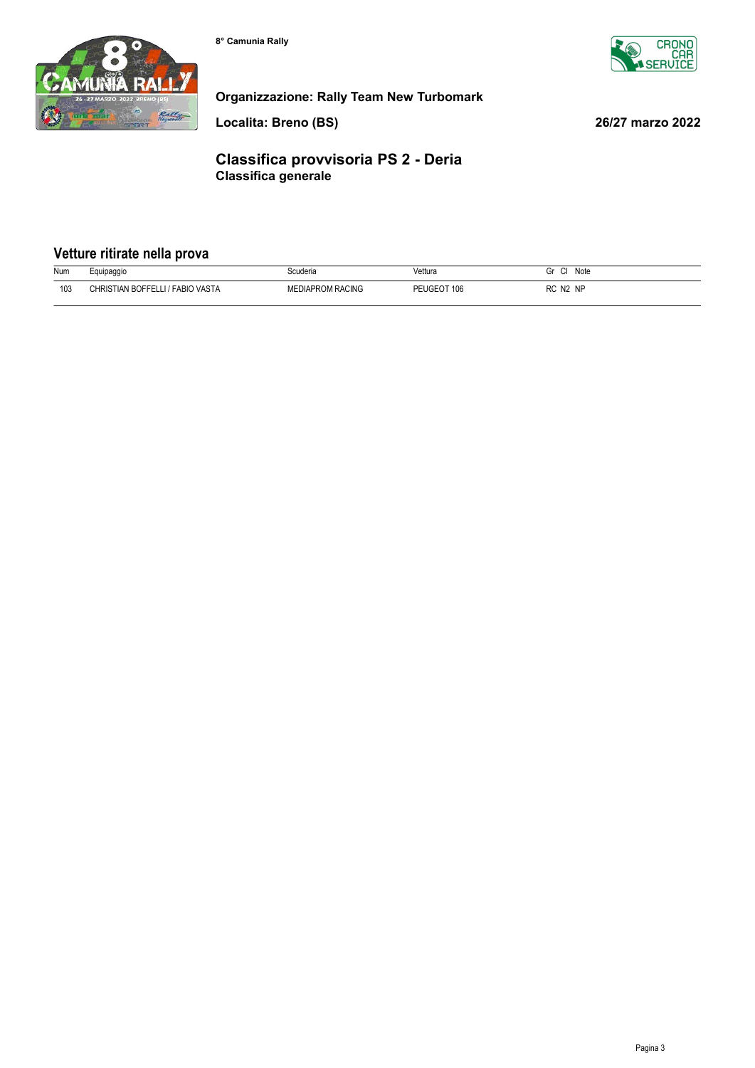8° Camunia Rally

**Organizzazione: Rally Team New Turbomark**

**Localita: Breno (BS)** **26/27 marzo 2022**

## Classifica provvisoria PS 2 - Deria

**Classifica generale**

### Vetture ritirate nella prova

| Num | Equipaggio | Scuderia | Vettura | Gr | Cl | Note |
|---|---|---|---|---|---|---|
| 103 | CHRISTIAN BOFFELLI / FABIO VASTA | MEDIAPROM RACING | PEUGEOT 106 | RC | N2 | NP |